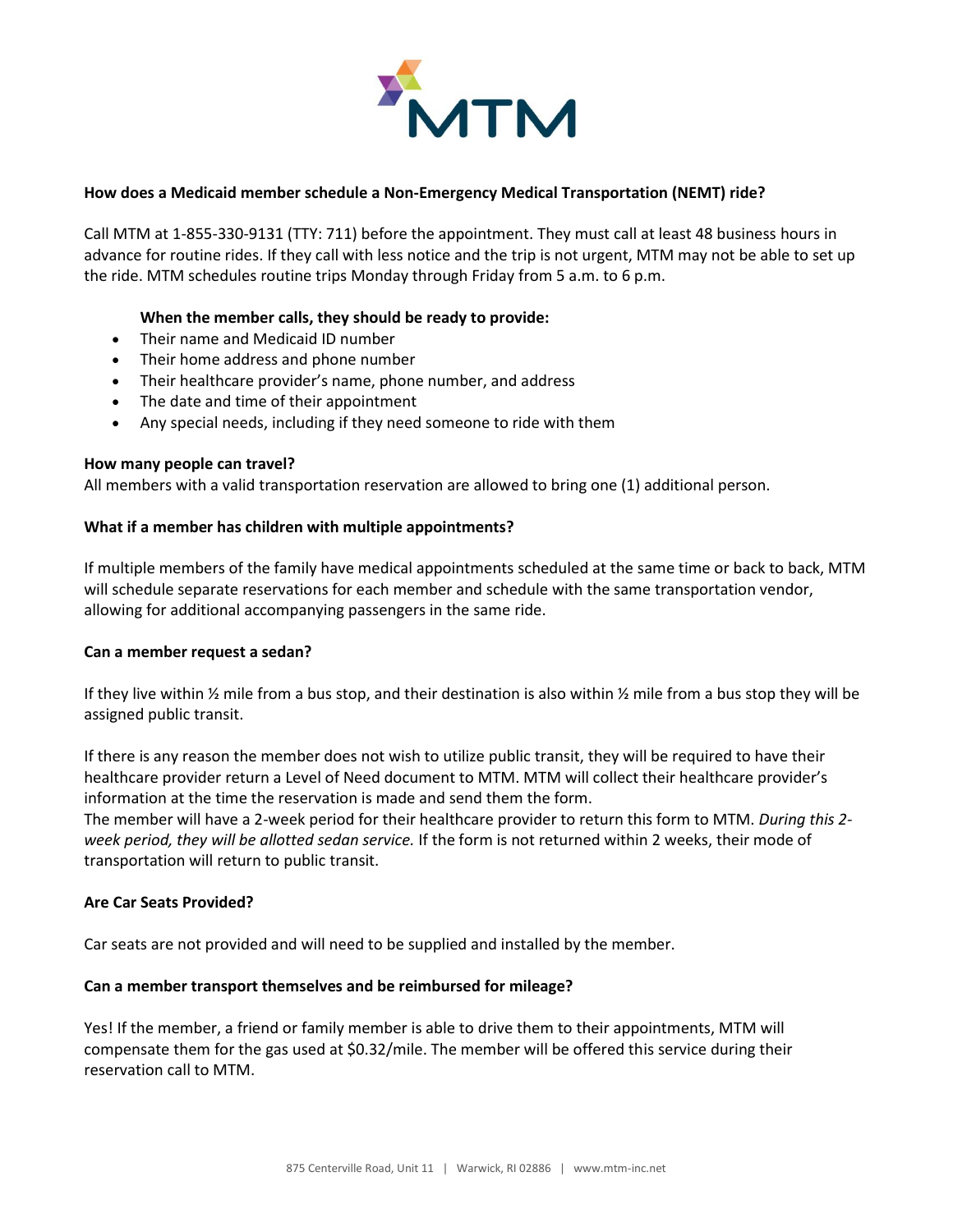**MTM**

### How does a Medicaid member schedule a Non-Emergency Medical Transportation (NEMT) ride?

Call MTM at 1-855-330-9131 (TTY: 711) before the appointment. They must call at least 48 business hours in advance for routine rides. If they call with less notice and the trip is not urgent, MTM may not be able to set up the ride. MTM schedules routine trips Monday through Friday from 5 a.m. to 6 p.m.

**When the member calls, they should be ready to provide:**

- Their name and Medicaid ID number
- Their home address and phone number
- Their healthcare provider's name, phone number, and address
- The date and time of their appointment
- Any special needs, including if they need someone to ride with them

### How many people can travel?

All members with a valid transportation reservation are allowed to bring one (1) additional person.

### What if a member has children with multiple appointments?

If multiple members of the family have medical appointments scheduled at the same time or back to back, MTM will schedule separate reservations for each member and schedule with the same transportation vendor, allowing for additional accompanying passengers in the same ride.

### Can a member request a sedan?

If they live within ½ mile from a bus stop, and their destination is also within ½ mile from a bus stop they will be assigned public transit.

If there is any reason the member does not wish to utilize public transit, they will be required to have their healthcare provider return a Level of Need document to MTM. MTM will collect their healthcare provider's information at the time the reservation is made and send them the form.
The member will have a 2-week period for their healthcare provider to return this form to MTM. *During this 2-week period, they will be allotted sedan service.* If the form is not returned within 2 weeks, their mode of transportation will return to public transit.

### Are Car Seats Provided?

Car seats are not provided and will need to be supplied and installed by the member.

### Can a member transport themselves and be reimbursed for mileage?

Yes! If the member, a friend or family member is able to drive them to their appointments, MTM will compensate them for the gas used at $0.32/mile. The member will be offered this service during their reservation call to MTM.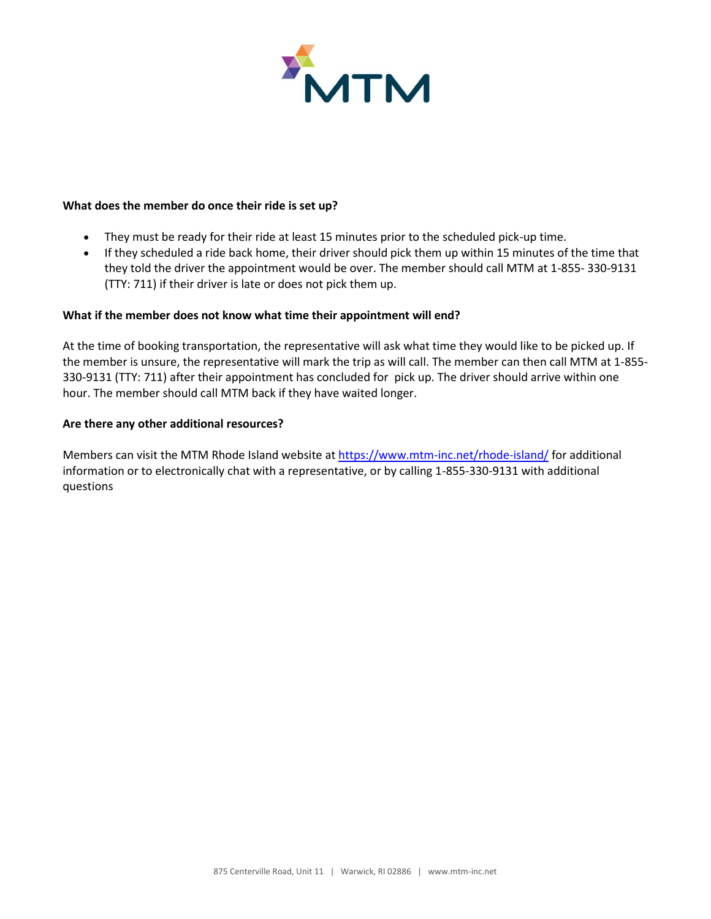**What does the member do once their ride is set up?**

- They must be ready for their ride at least 15 minutes prior to the scheduled pick-up time.
- If they scheduled a ride back home, their driver should pick them up within 15 minutes of the time that they told the driver the appointment would be over. The member should call MTM at 1-855- 330-9131 (TTY: 711) if their driver is late or does not pick them up.

**What if the member does not know what time their appointment will end?**

At the time of booking transportation, the representative will ask what time they would like to be picked up. If the member is unsure, the representative will mark the trip as will call. The member can then call MTM at 1-855-330-9131 (TTY: 711) after their appointment has concluded for pick up. The driver should arrive within one hour. The member should call MTM back if they have waited longer.

**Are there any other additional resources?**

Members can visit the MTM Rhode Island website at https://www.mtm-inc.net/rhode-island/ for additional information or to electronically chat with a representative, or by calling 1-855-330-9131 with additional questions